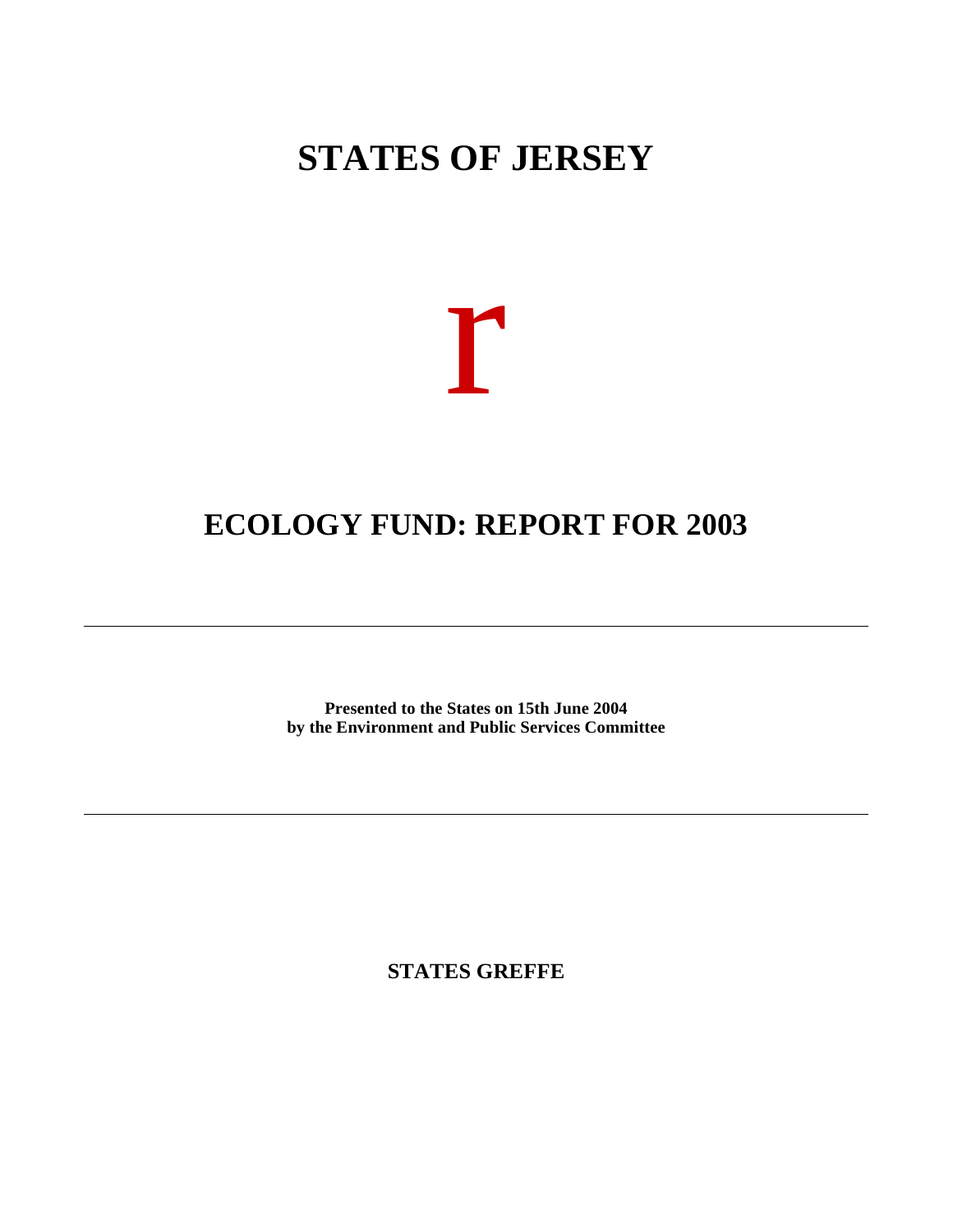# STATES OF JERSEY

r

# ECOLOGY FUND: REPORT FOR 2003

---

**Presented to the States on 15th June 2004**
**by the Environment and Public Services Committee**

---

**STATES GREFFE**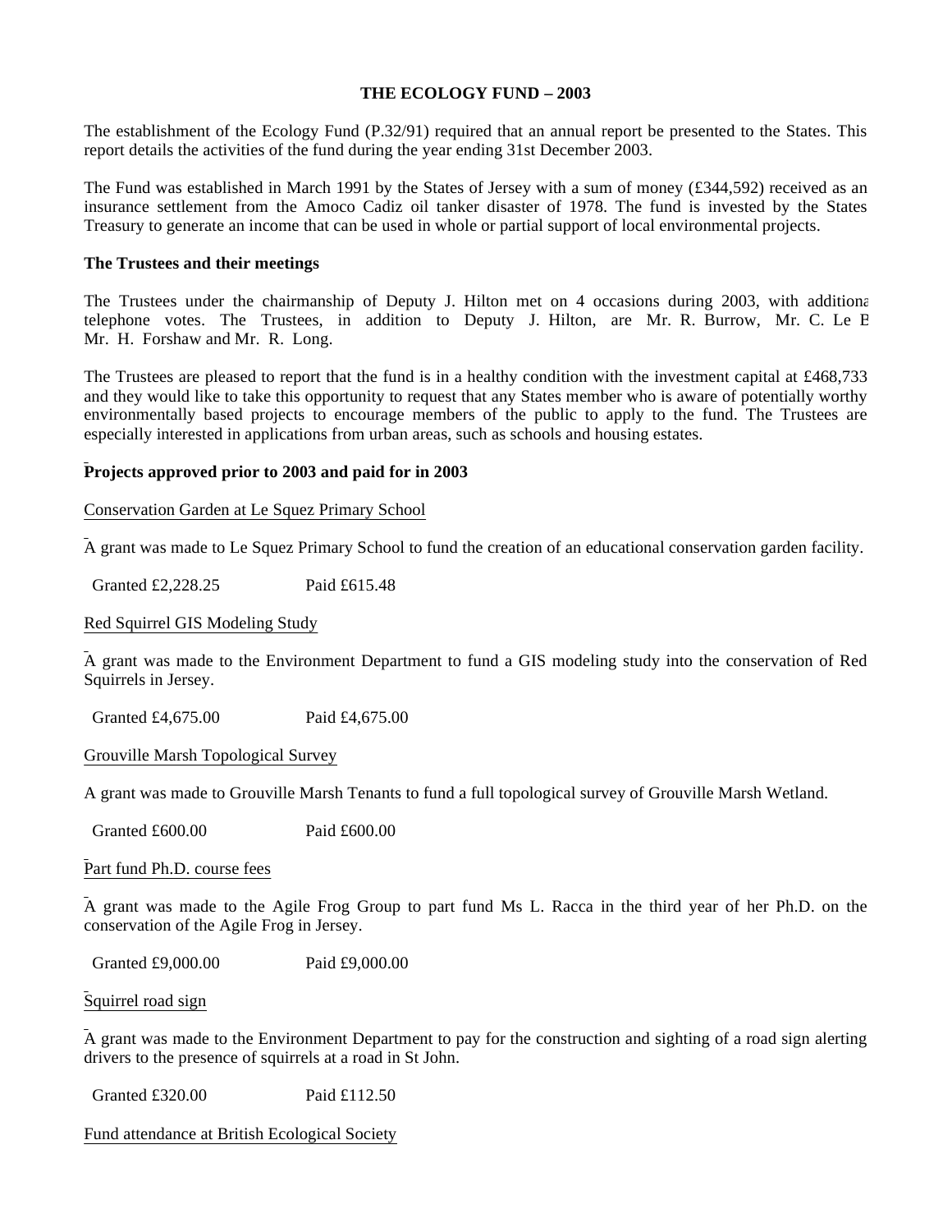# THE ECOLOGY FUND – 2003

The establishment of the Ecology Fund (P.32/91) required that an annual report be presented to the States. This report details the activities of the fund during the year ending 31st December 2003.

The Fund was established in March 1991 by the States of Jersey with a sum of money (£344,592) received as an insurance settlement from the Amoco Cadiz oil tanker disaster of 1978. The fund is invested by the States Treasury to generate an income that can be used in whole or partial support of local environmental projects.

**The Trustees and their meetings**

The Trustees under the chairmanship of Deputy J. Hilton met on 4 occasions during 2003, with additiona telephone votes. The Trustees, in addition to Deputy J. Hilton, are Mr. R. Burrow, Mr. C. Le B Mr. H. Forshaw and Mr. R. Long.

The Trustees are pleased to report that the fund is in a healthy condition with the investment capital at £468,733 and they would like to take this opportunity to request that any States member who is aware of potentially worthy environmentally based projects to encourage members of the public to apply to the fund. The Trustees are especially interested in applications from urban areas, such as schools and housing estates.

**Projects approved prior to 2003 and paid for in 2003**

Conservation Garden at Le Squez Primary School

A grant was made to Le Squez Primary School to fund the creation of an educational conservation garden facility.

Granted £2,228.25 Paid £615.48

Red Squirrel GIS Modeling Study

A grant was made to the Environment Department to fund a GIS modeling study into the conservation of Red Squirrels in Jersey.

Granted £4,675.00 Paid £4,675.00

Grouville Marsh Topological Survey

A grant was made to Grouville Marsh Tenants to fund a full topological survey of Grouville Marsh Wetland.

Granted £600.00 Paid £600.00

Part fund Ph.D. course fees

A grant was made to the Agile Frog Group to part fund Ms L. Racca in the third year of her Ph.D. on the conservation of the Agile Frog in Jersey.

Granted £9,000.00 Paid £9,000.00

Squirrel road sign

A grant was made to the Environment Department to pay for the construction and sighting of a road sign alerting drivers to the presence of squirrels at a road in St John.

Granted £320.00 Paid £112.50

Fund attendance at British Ecological Society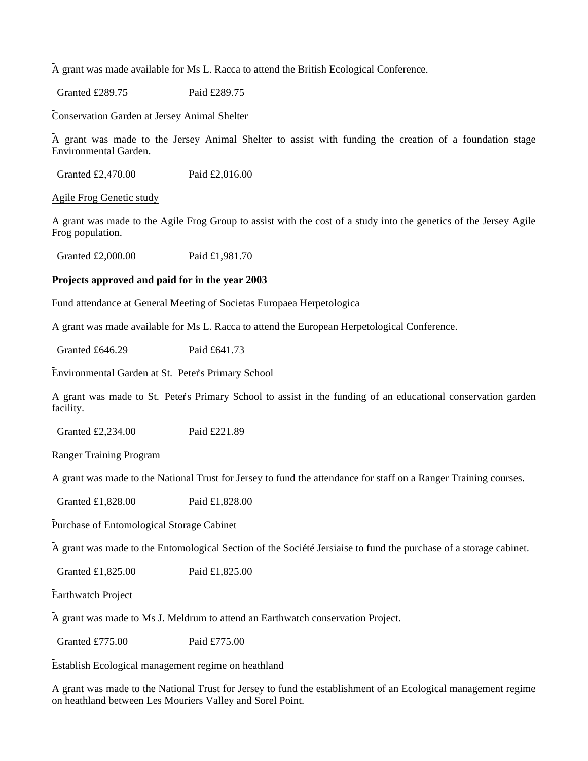A grant was made available for Ms L. Racca to attend the British Ecological Conference.

Granted £289.75 Paid £289.75

Conservation Garden at Jersey Animal Shelter

A grant was made to the Jersey Animal Shelter to assist with funding the creation of a foundation stage Environmental Garden.

Granted £2,470.00 Paid £2,016.00

Agile Frog Genetic study

A grant was made to the Agile Frog Group to assist with the cost of a study into the genetics of the Jersey Agile Frog population.

Granted £2,000.00 Paid £1,981.70

**Projects approved and paid for in the year 2003**

Fund attendance at General Meeting of Societas Europaea Herpetologica

A grant was made available for Ms L. Racca to attend the European Herpetological Conference.

Granted £646.29 Paid £641.73

Environmental Garden at St. Peter's Primary School

A grant was made to St. Peter's Primary School to assist in the funding of an educational conservation garden facility.

Granted £2,234.00 Paid £221.89

Ranger Training Program

A grant was made to the National Trust for Jersey to fund the attendance for staff on a Ranger Training courses.

Granted £1,828.00 Paid £1,828.00

Purchase of Entomological Storage Cabinet

A grant was made to the Entomological Section of the Société Jersiaise to fund the purchase of a storage cabinet.

Granted £1,825.00 Paid £1,825.00

Earthwatch Project

A grant was made to Ms J. Meldrum to attend an Earthwatch conservation Project.

Granted £775.00 Paid £775.00

Establish Ecological management regime on heathland

A grant was made to the National Trust for Jersey to fund the establishment of an Ecological management regime on heathland between Les Mouriers Valley and Sorel Point.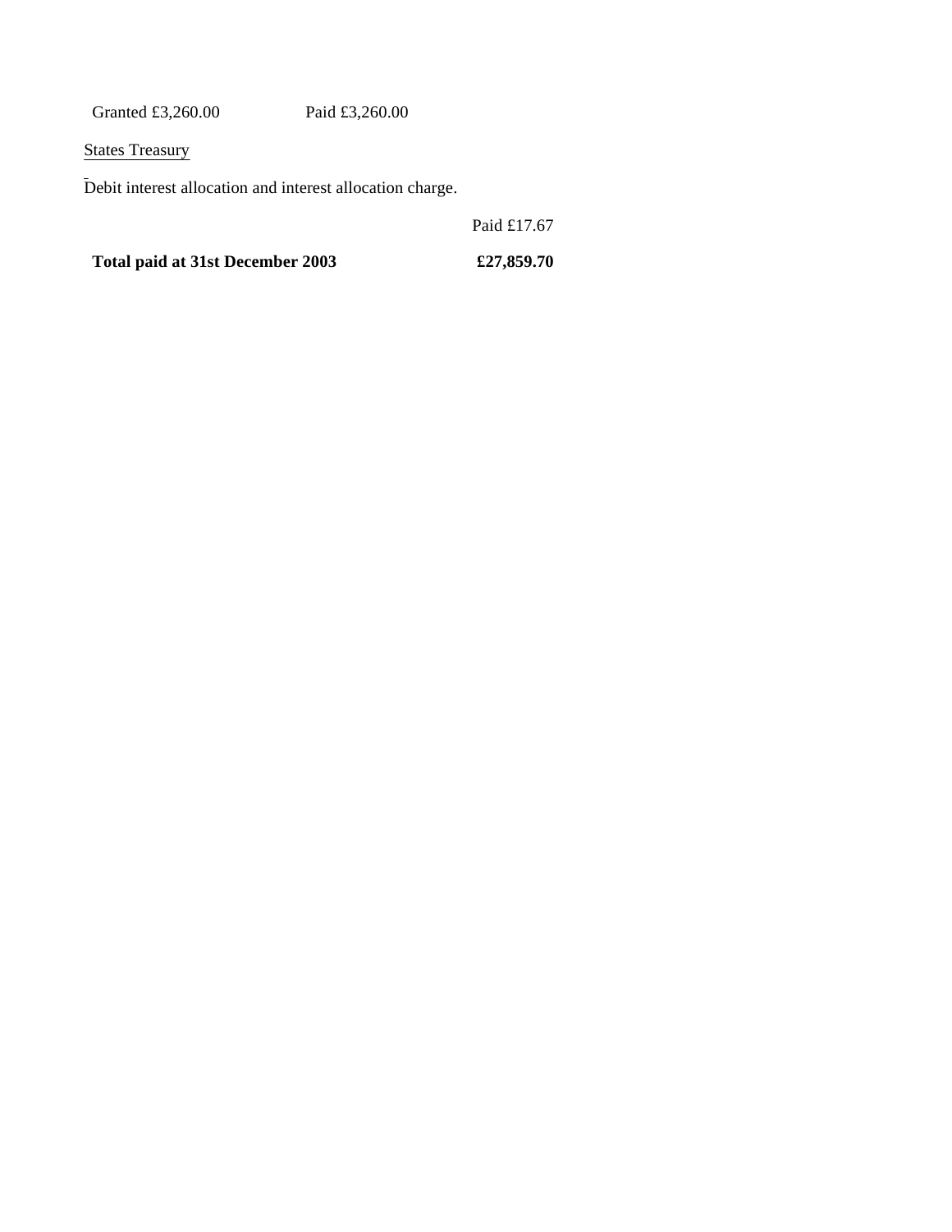Granted £3,260.00 Paid £3,260.00

States Treasury

Debit interest allocation and interest allocation charge.

Paid £17.67

**Total paid at 31st December 2003 £27,859.70**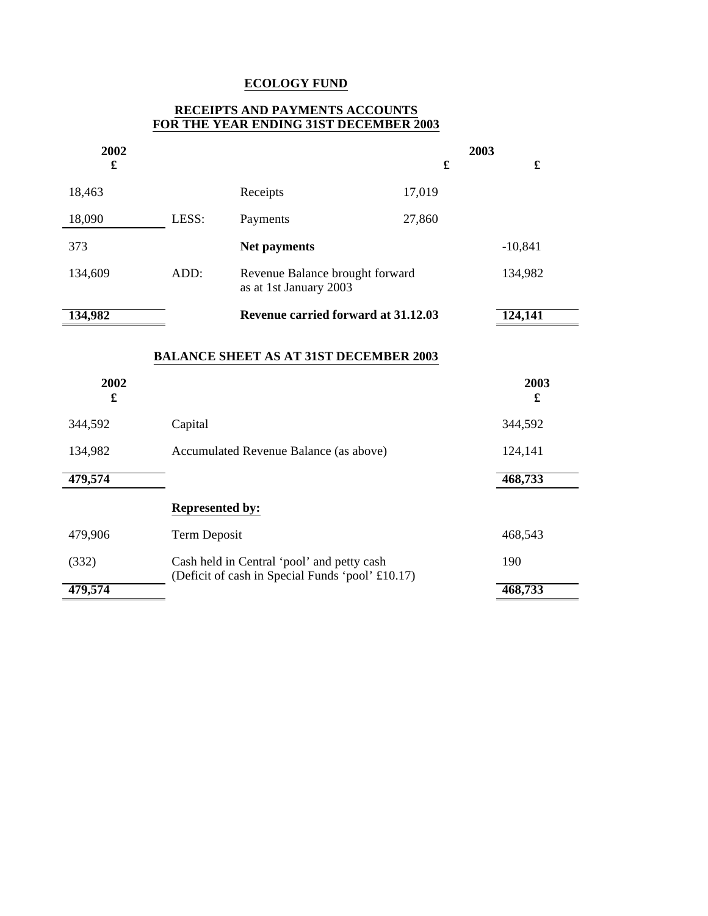# ECOLOGY FUND

## RECEIPTS AND PAYMENTS ACCOUNTS FOR THE YEAR ENDING 31ST DECEMBER 2003

| 2002 £ | | | 2003 £ | 2003 £ |
|---|---|---|---|---|
| 18,463 | | Receipts | 17,019 | |
| 18,090 | LESS: | Payments | 27,860 | |
| 373 | | **Net payments** | | -10,841 |
| 134,609 | ADD: | Revenue Balance brought forward as at 1st January 2003 | | 134,982 |
| **134,982** | | **Revenue carried forward at 31.12.03** | | **124,141** |

## BALANCE SHEET AS AT 31ST DECEMBER 2003

| 2002 £ | | 2003 £ |
|---|---|---|
| 344,592 | Capital | 344,592 |
| 134,982 | Accumulated Revenue Balance (as above) | 124,141 |
| **479,574** | | **468,733** |
| | **Represented by:** | |
| 479,906 | Term Deposit | 468,543 |
| (332) | Cash held in Central 'pool' and petty cash (Deficit of cash in Special Funds 'pool' £10.17) | 190 |
| **479,574** | | **468,733** |